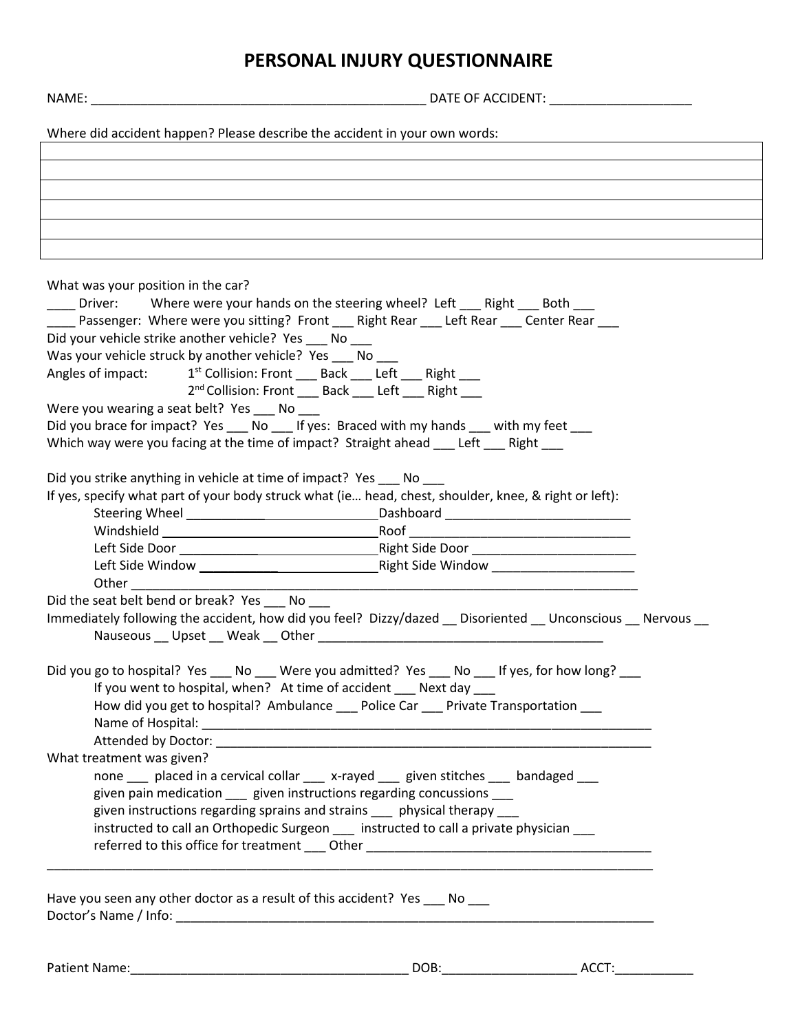# PERSONAL INJURY QUESTIONNAIRE

NAME: _______________________________________________ DATE OF ACCIDENT: ___________________

Where did accident happen? Please describe the accident in your own words:

| |
|---|
| |
| |
| |
| |
| |

What was your position in the car?

____ Driver: Where were your hands on the steering wheel? Left ___ Right ___ Both ___

____ Passenger: Where were you sitting? Front ___ Right Rear ___ Left Rear ___ Center Rear ___

Did your vehicle strike another vehicle? Yes ___ No ___

Was your vehicle struck by another vehicle? Yes ___ No ___

Angles of impact: 1st Collision: Front ___ Back ___ Left ___ Right ___

2nd Collision: Front ___ Back ___ Left ___ Right ___

Were you wearing a seat belt? Yes ___ No ___

Did you brace for impact? Yes ___ No ___ If yes: Braced with my hands ___ with my feet ___

Which way were you facing at the time of impact? Straight ahead ___ Left ___ Right ___

Did you strike anything in vehicle at time of impact? Yes ___ No ___

If yes, specify what part of your body struck what (ie… head, chest, shoulder, knee, & right or left):

Steering Wheel ___________________________ Dashboard __________________________

Windshield _______________________________ Roof _______________________________

Left Side Door ____________________________ Right Side Door _______________________

Left Side Window __________________________ Right Side Window ____________________

Other _________________________________________________________________________

Did the seat belt bend or break? Yes ___ No ___

Immediately following the accident, how did you feel? Dizzy/dazed __ Disoriented __ Unconscious __ Nervous __

Nauseous __ Upset __ Weak __ Other ________________________________________

Did you go to hospital? Yes ___ No ___ Were you admitted? Yes ___ No ___ If yes, for how long? ___

If you went to hospital, when? At time of accident ___ Next day ___

How did you get to hospital? Ambulance ___ Police Car ___ Private Transportation ___

Name of Hospital: _______________________________________________________________

Attended by Doctor: ______________________________________________________________

What treatment was given?

none ___ placed in a cervical collar ___ x-rayed ___ given stitches ___ bandaged ___

given pain medication ___ given instructions regarding concussions ___

given instructions regarding sprains and strains ___ physical therapy ___

instructed to call an Orthopedic Surgeon ___ instructed to call a private physician ___

referred to this office for treatment ___ Other ________________________________________

_____________________________________________________________________________________

Have you seen any other doctor as a result of this accident? Yes ___ No ___

Doctor's Name / Info: _____________________________________________________________________

Patient Name:_______________________________________ DOB:___________________ ACCT:___________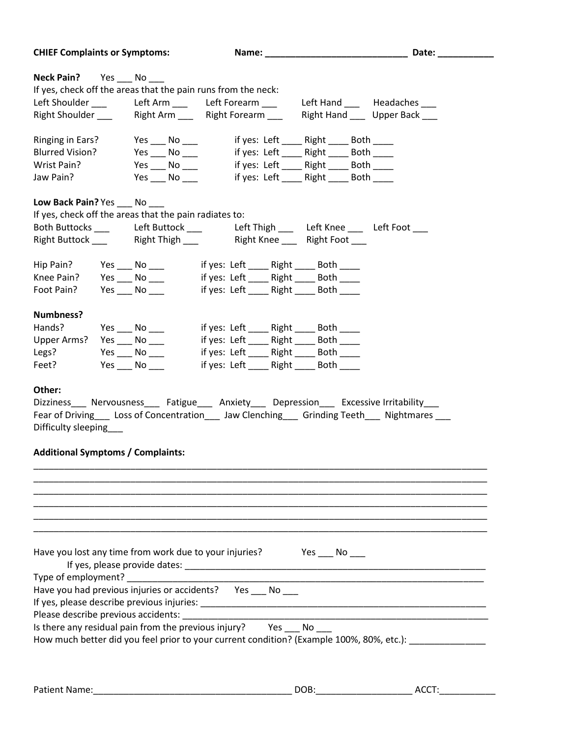**CHIEF Complaints or Symptoms:** **Name:** ____________________________ **Date:** ___________

**Neck Pain?** Yes ___ No ___

If yes, check off the areas that the pain runs from the neck:

Left Shoulder ___ Left Arm ___ Left Forearm ___ Left Hand ___ Headaches ___

Right Shoulder ___ Right Arm ___ Right Forearm ___ Right Hand ___ Upper Back ___

Ringing in Ears? Yes ___ No ___ if yes: Left ____ Right ____ Both ____

Blurred Vision? Yes ___ No ___ if yes: Left ____ Right ____ Both ____

Wrist Pain? Yes ___ No ___ if yes: Left ____ Right ____ Both ____

Jaw Pain? Yes ___ No ___ if yes: Left ____ Right ____ Both ____

**Low Back Pain?** Yes ___ No ___

If yes, check off the areas that the pain radiates to:

Both Buttocks ___ Left Buttock ___ Left Thigh ___ Left Knee ___ Left Foot ___

Right Buttock ___ Right Thigh ___ Right Knee ___ Right Foot ___

Hip Pain? Yes ___ No ___ if yes: Left ____ Right ____ Both ____

Knee Pain? Yes ___ No ___ if yes: Left ____ Right ____ Both ____

Foot Pain? Yes ___ No ___ if yes: Left ____ Right ____ Both ____

**Numbness?**

Hands? Yes ___ No ___ if yes: Left ____ Right ____ Both ____

Upper Arms? Yes ___ No ___ if yes: Left ____ Right ____ Both ____

Legs? Yes ___ No ___ if yes: Left ____ Right ____ Both ____

Feet? Yes ___ No ___ if yes: Left ____ Right ____ Both ____

**Other:**

Dizziness___ Nervousness___ Fatigue___ Anxiety___ Depression___ Excessive Irritability___

Fear of Driving___ Loss of Concentration___ Jaw Clenching___ Grinding Teeth___ Nightmares ___

Difficulty sleeping___

**Additional Symptoms / Complaints:**

______________________________________________________________________________

______________________________________________________________________________

______________________________________________________________________________

______________________________________________________________________________

______________________________________________________________________________

______________________________________________________________________________

Have you lost any time from work due to your injuries? Yes ___ No ___

If yes, please provide dates: ______________________________________________________

Type of employment? ___________________________________________________________

Have you had previous injuries or accidents? Yes ___ No ___

If yes, please describe previous injuries: ____________________________________________

Please describe previous accidents: _________________________________________________

Is there any residual pain from the previous injury? Yes ___ No ___

How much better did you feel prior to your current condition? (Example 100%, 80%, etc.): _______________

Patient Name:________________________________________ DOB:___________________ ACCT:___________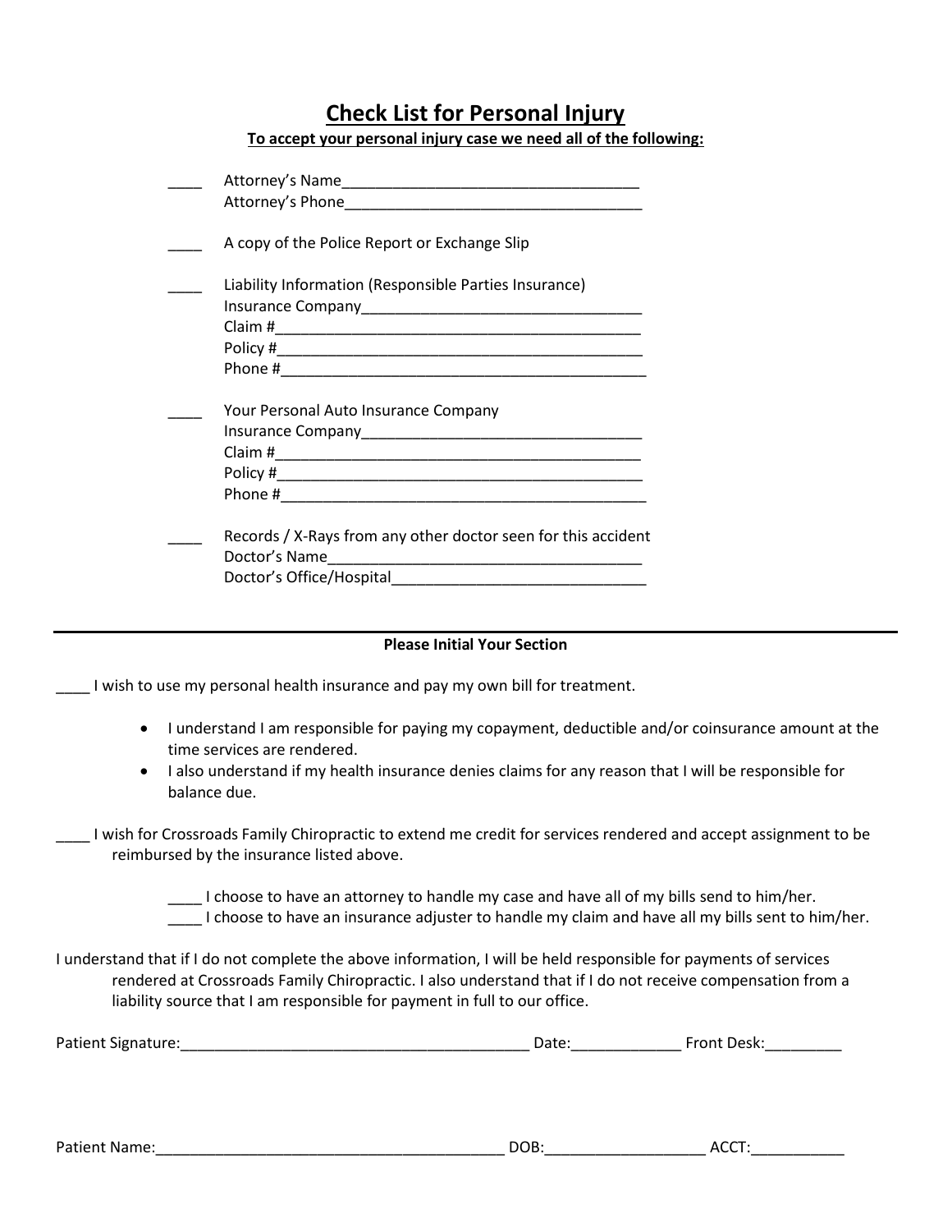# Check List for Personal Injury

**To accept your personal injury case we need all of the following:**

____ Attorney's Name____________________________________
Attorney's Phone____________________________________

____ A copy of the Police Report or Exchange Slip

____ Liability Information (Responsible Parties Insurance)
Insurance Company_________________________________
Claim #____________________________________________
Policy #____________________________________________
Phone #____________________________________________

____ Your Personal Auto Insurance Company
Insurance Company_________________________________
Claim #____________________________________________
Policy #____________________________________________
Phone #____________________________________________

____ Records / X-Rays from any other doctor seen for this accident
Doctor's Name_____________________________________
Doctor's Office/Hospital______________________________

---

**Please Initial Your Section**

____ I wish to use my personal health insurance and pay my own bill for treatment.

- I understand I am responsible for paying my copayment, deductible and/or coinsurance amount at the time services are rendered.
- I also understand if my health insurance denies claims for any reason that I will be responsible for balance due.

____ I wish for Crossroads Family Chiropractic to extend me credit for services rendered and accept assignment to be reimbursed by the insurance listed above.

____ I choose to have an attorney to handle my case and have all of my bills send to him/her.
____ I choose to have an insurance adjuster to handle my claim and have all my bills sent to him/her.

I understand that if I do not complete the above information, I will be held responsible for payments of services rendered at Crossroads Family Chiropractic. I also understand that if I do not receive compensation from a liability source that I am responsible for payment in full to our office.

Patient Signature:___________________________________________ Date:_____________ Front Desk:_________

Patient Name:__________________________________________ DOB:___________________ ACCT:___________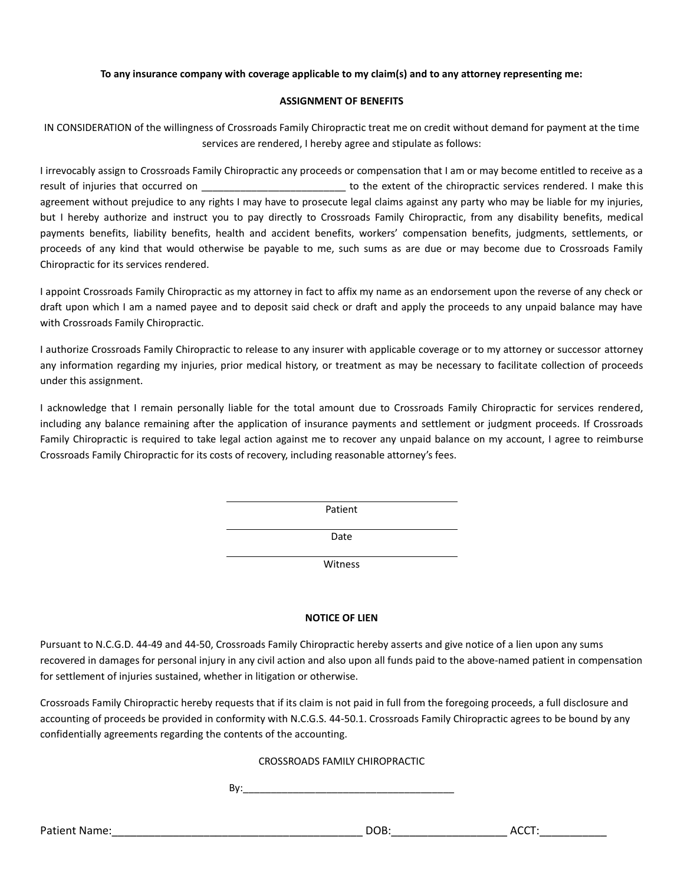**To any insurance company with coverage applicable to my claim(s) and to any attorney representing me:**

## ASSIGNMENT OF BENEFITS

IN CONSIDERATION of the willingness of Crossroads Family Chiropractic treat me on credit without demand for payment at the time services are rendered, I hereby agree and stipulate as follows:

I irrevocably assign to Crossroads Family Chiropractic any proceeds or compensation that I am or may become entitled to receive as a result of injuries that occurred on _________________________ to the extent of the chiropractic services rendered. I make this agreement without prejudice to any rights I may have to prosecute legal claims against any party who may be liable for my injuries, but I hereby authorize and instruct you to pay directly to Crossroads Family Chiropractic, from any disability benefits, medical payments benefits, liability benefits, health and accident benefits, workers' compensation benefits, judgments, settlements, or proceeds of any kind that would otherwise be payable to me, such sums as are due or may become due to Crossroads Family Chiropractic for its services rendered.

I appoint Crossroads Family Chiropractic as my attorney in fact to affix my name as an endorsement upon the reverse of any check or draft upon which I am a named payee and to deposit said check or draft and apply the proceeds to any unpaid balance may have with Crossroads Family Chiropractic.

I authorize Crossroads Family Chiropractic to release to any insurer with applicable coverage or to my attorney or successor attorney any information regarding my injuries, prior medical history, or treatment as may be necessary to facilitate collection of proceeds under this assignment.

I acknowledge that I remain personally liable for the total amount due to Crossroads Family Chiropractic for services rendered, including any balance remaining after the application of insurance payments and settlement or judgment proceeds. If Crossroads Family Chiropractic is required to take legal action against me to recover any unpaid balance on my account, I agree to reimburse Crossroads Family Chiropractic for its costs of recovery, including reasonable attorney's fees.

_______________________________
Patient

_______________________________
Date

_______________________________
Witness

## NOTICE OF LIEN

Pursuant to N.C.G.D. 44-49 and 44-50, Crossroads Family Chiropractic hereby asserts and give notice of a lien upon any sums recovered in damages for personal injury in any civil action and also upon all funds paid to the above-named patient in compensation for settlement of injuries sustained, whether in litigation or otherwise.

Crossroads Family Chiropractic hereby requests that if its claim is not paid in full from the foregoing proceeds, a full disclosure and accounting of proceeds be provided in conformity with N.C.G.S. 44-50.1. Crossroads Family Chiropractic agrees to be bound by any confidentially agreements regarding the contents of the accounting.

CROSSROADS FAMILY CHIROPRACTIC

By:_____________________________________

Patient Name:__________________________________________ DOB:___________________ ACCT:___________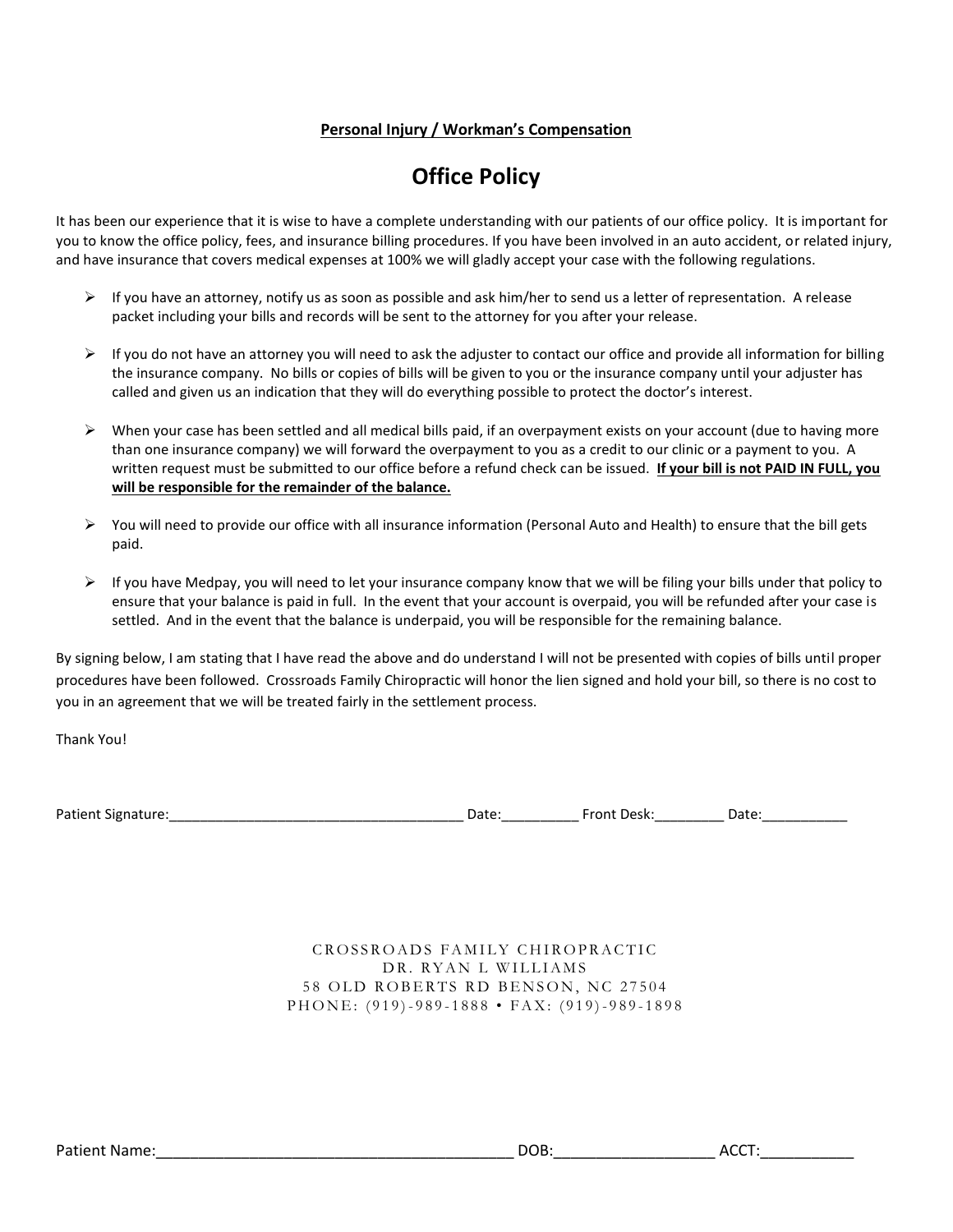**Personal Injury / Workman's Compensation**

# Office Policy

It has been our experience that it is wise to have a complete understanding with our patients of our office policy. It is important for you to know the office policy, fees, and insurance billing procedures. If you have been involved in an auto accident, or related injury, and have insurance that covers medical expenses at 100% we will gladly accept your case with the following regulations.

- If you have an attorney, notify us as soon as possible and ask him/her to send us a letter of representation. A release packet including your bills and records will be sent to the attorney for you after your release.

- If you do not have an attorney you will need to ask the adjuster to contact our office and provide all information for billing the insurance company. No bills or copies of bills will be given to you or the insurance company until your adjuster has called and given us an indication that they will do everything possible to protect the doctor's interest.

- When your case has been settled and all medical bills paid, if an overpayment exists on your account (due to having more than one insurance company) we will forward the overpayment to you as a credit to our clinic or a payment to you. A written request must be submitted to our office before a refund check can be issued. **<u>If your bill is not PAID IN FULL, you will be responsible for the remainder of the balance.</u>**

- You will need to provide our office with all insurance information (Personal Auto and Health) to ensure that the bill gets paid.

- If you have Medpay, you will need to let your insurance company know that we will be filing your bills under that policy to ensure that your balance is paid in full. In the event that your account is overpaid, you will be refunded after your case is settled. And in the event that the balance is underpaid, you will be responsible for the remaining balance.

By signing below, I am stating that I have read the above and do understand I will not be presented with copies of bills until proper procedures have been followed. Crossroads Family Chiropractic will honor the lien signed and hold your bill, so there is no cost to you in an agreement that we will be treated fairly in the settlement process.

Thank You!

Patient Signature:_______________________________________ Date:__________ Front Desk:_________ Date:___________

CROSSROADS FAMILY CHIROPRACTIC
DR. RYAN L WILLIAMS
58 OLD ROBERTS RD BENSON, NC 27504
PHONE: (919)-989-1888 • FAX: (919)-989-1898

Patient Name:___________________________________________ DOB:___________________ ACCT:___________